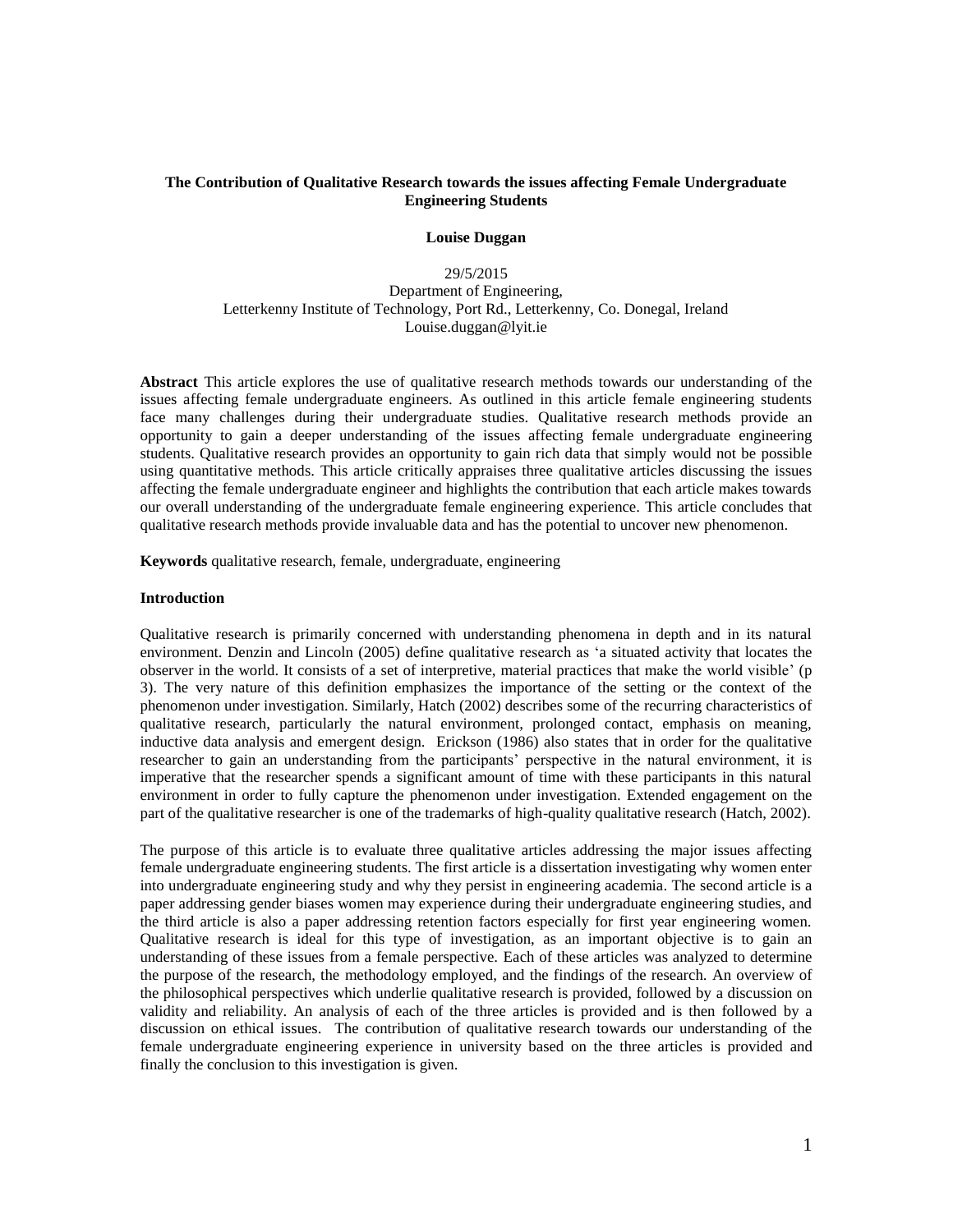# The Contribution of Qualitative Research towards the issues affecting Female Undergraduate Engineering Students

**Louise Duggan**

29/5/2015
Department of Engineering,
Letterkenny Institute of Technology, Port Rd., Letterkenny, Co. Donegal, Ireland
Louise.duggan@lyit.ie

**Abstract** This article explores the use of qualitative research methods towards our understanding of the issues affecting female undergraduate engineers. As outlined in this article female engineering students face many challenges during their undergraduate studies. Qualitative research methods provide an opportunity to gain a deeper understanding of the issues affecting female undergraduate engineering students. Qualitative research provides an opportunity to gain rich data that simply would not be possible using quantitative methods. This article critically appraises three qualitative articles discussing the issues affecting the female undergraduate engineer and highlights the contribution that each article makes towards our overall understanding of the undergraduate female engineering experience. This article concludes that qualitative research methods provide invaluable data and has the potential to uncover new phenomenon.

**Keywords** qualitative research, female, undergraduate, engineering

## Introduction

Qualitative research is primarily concerned with understanding phenomena in depth and in its natural environment. Denzin and Lincoln (2005) define qualitative research as 'a situated activity that locates the observer in the world. It consists of a set of interpretive, material practices that make the world visible' (p 3). The very nature of this definition emphasizes the importance of the setting or the context of the phenomenon under investigation. Similarly, Hatch (2002) describes some of the recurring characteristics of qualitative research, particularly the natural environment, prolonged contact, emphasis on meaning, inductive data analysis and emergent design. Erickson (1986) also states that in order for the qualitative researcher to gain an understanding from the participants' perspective in the natural environment, it is imperative that the researcher spends a significant amount of time with these participants in this natural environment in order to fully capture the phenomenon under investigation. Extended engagement on the part of the qualitative researcher is one of the trademarks of high-quality qualitative research (Hatch, 2002).

The purpose of this article is to evaluate three qualitative articles addressing the major issues affecting female undergraduate engineering students. The first article is a dissertation investigating why women enter into undergraduate engineering study and why they persist in engineering academia. The second article is a paper addressing gender biases women may experience during their undergraduate engineering studies, and the third article is also a paper addressing retention factors especially for first year engineering women. Qualitative research is ideal for this type of investigation, as an important objective is to gain an understanding of these issues from a female perspective. Each of these articles was analyzed to determine the purpose of the research, the methodology employed, and the findings of the research. An overview of the philosophical perspectives which underlie qualitative research is provided, followed by a discussion on validity and reliability. An analysis of each of the three articles is provided and is then followed by a discussion on ethical issues. The contribution of qualitative research towards our understanding of the female undergraduate engineering experience in university based on the three articles is provided and finally the conclusion to this investigation is given.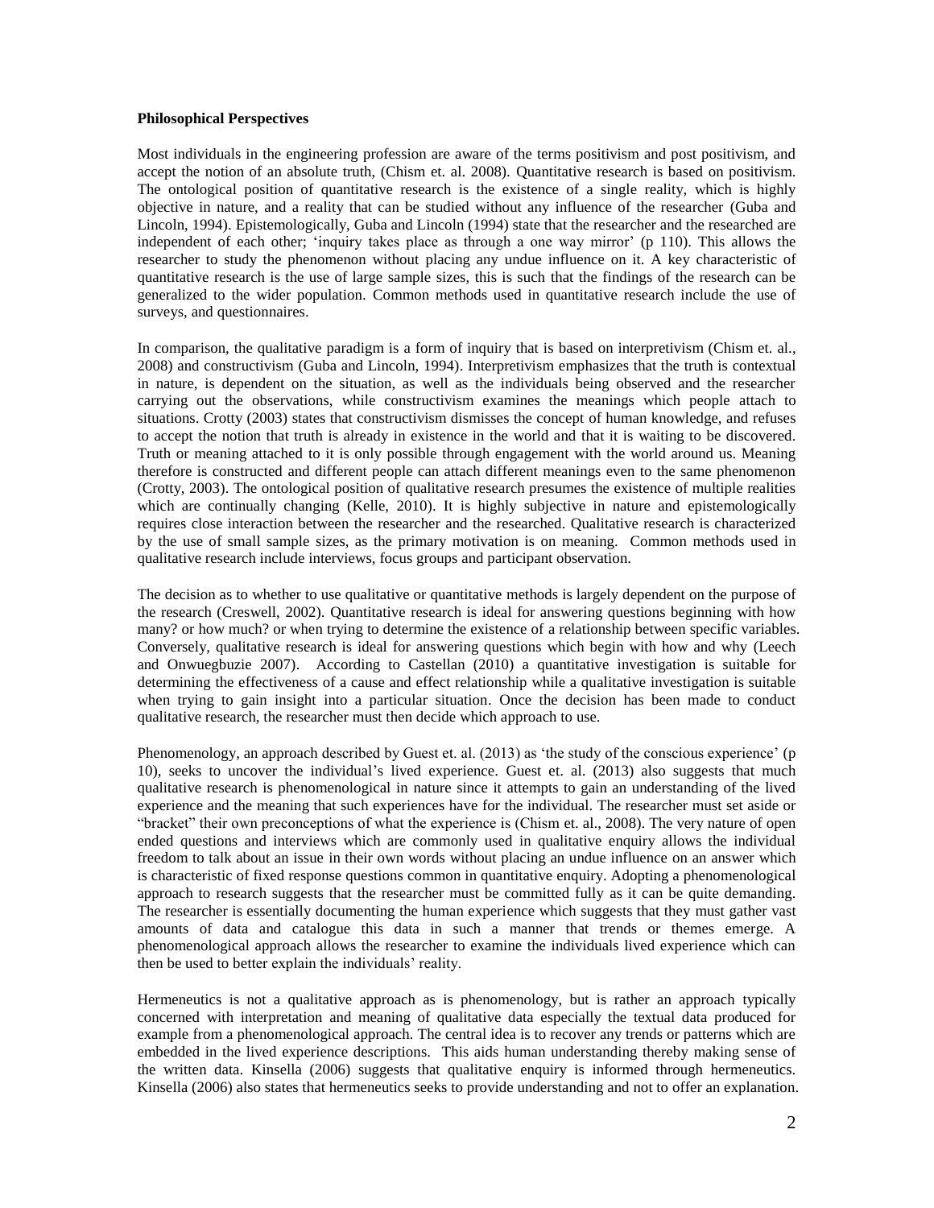**Philosophical Perspectives**

Most individuals in the engineering profession are aware of the terms positivism and post positivism, and accept the notion of an absolute truth, (Chism et. al. 2008). Quantitative research is based on positivism. The ontological position of quantitative research is the existence of a single reality, which is highly objective in nature, and a reality that can be studied without any influence of the researcher (Guba and Lincoln, 1994). Epistemologically, Guba and Lincoln (1994) state that the researcher and the researched are independent of each other; 'inquiry takes place as through a one way mirror' (p 110). This allows the researcher to study the phenomenon without placing any undue influence on it. A key characteristic of quantitative research is the use of large sample sizes, this is such that the findings of the research can be generalized to the wider population. Common methods used in quantitative research include the use of surveys, and questionnaires.

In comparison, the qualitative paradigm is a form of inquiry that is based on interpretivism (Chism et. al., 2008) and constructivism (Guba and Lincoln, 1994). Interpretivism emphasizes that the truth is contextual in nature, is dependent on the situation, as well as the individuals being observed and the researcher carrying out the observations, while constructivism examines the meanings which people attach to situations. Crotty (2003) states that constructivism dismisses the concept of human knowledge, and refuses to accept the notion that truth is already in existence in the world and that it is waiting to be discovered. Truth or meaning attached to it is only possible through engagement with the world around us. Meaning therefore is constructed and different people can attach different meanings even to the same phenomenon (Crotty, 2003). The ontological position of qualitative research presumes the existence of multiple realities which are continually changing (Kelle, 2010). It is highly subjective in nature and epistemologically requires close interaction between the researcher and the researched. Qualitative research is characterized by the use of small sample sizes, as the primary motivation is on meaning. Common methods used in qualitative research include interviews, focus groups and participant observation.

The decision as to whether to use qualitative or quantitative methods is largely dependent on the purpose of the research (Creswell, 2002). Quantitative research is ideal for answering questions beginning with how many? or how much? or when trying to determine the existence of a relationship between specific variables. Conversely, qualitative research is ideal for answering questions which begin with how and why (Leech and Onwuegbuzie 2007). According to Castellan (2010) a quantitative investigation is suitable for determining the effectiveness of a cause and effect relationship while a qualitative investigation is suitable when trying to gain insight into a particular situation. Once the decision has been made to conduct qualitative research, the researcher must then decide which approach to use.

Phenomenology, an approach described by Guest et. al. (2013) as 'the study of the conscious experience' (p 10), seeks to uncover the individual's lived experience. Guest et. al. (2013) also suggests that much qualitative research is phenomenological in nature since it attempts to gain an understanding of the lived experience and the meaning that such experiences have for the individual. The researcher must set aside or "bracket" their own preconceptions of what the experience is (Chism et. al., 2008). The very nature of open ended questions and interviews which are commonly used in qualitative enquiry allows the individual freedom to talk about an issue in their own words without placing an undue influence on an answer which is characteristic of fixed response questions common in quantitative enquiry. Adopting a phenomenological approach to research suggests that the researcher must be committed fully as it can be quite demanding. The researcher is essentially documenting the human experience which suggests that they must gather vast amounts of data and catalogue this data in such a manner that trends or themes emerge. A phenomenological approach allows the researcher to examine the individuals lived experience which can then be used to better explain the individuals' reality.

Hermeneutics is not a qualitative approach as is phenomenology, but is rather an approach typically concerned with interpretation and meaning of qualitative data especially the textual data produced for example from a phenomenological approach. The central idea is to recover any trends or patterns which are embedded in the lived experience descriptions. This aids human understanding thereby making sense of the written data. Kinsella (2006) suggests that qualitative enquiry is informed through hermeneutics. Kinsella (2006) also states that hermeneutics seeks to provide understanding and not to offer an explanation.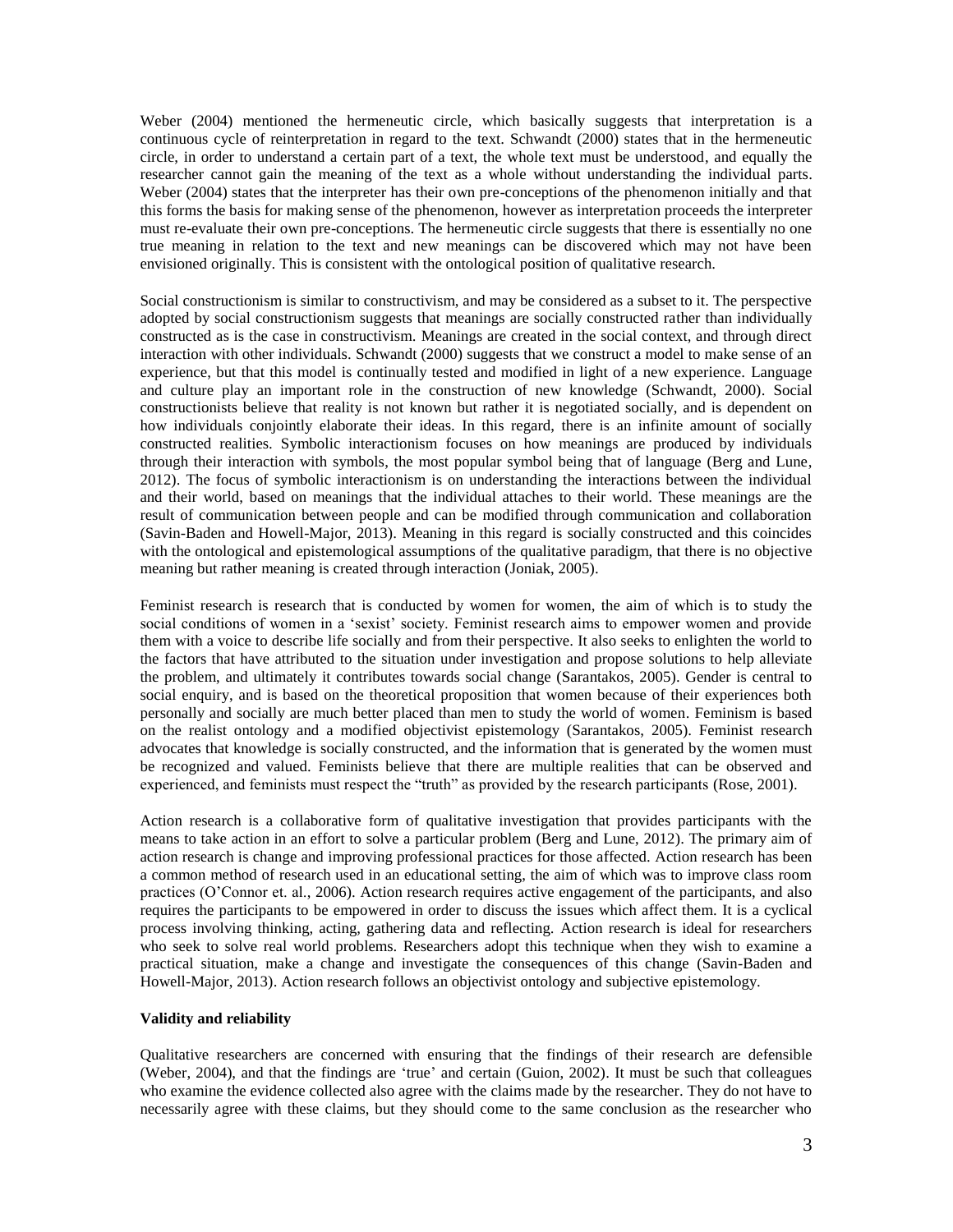Weber (2004) mentioned the hermeneutic circle, which basically suggests that interpretation is a continuous cycle of reinterpretation in regard to the text. Schwandt (2000) states that in the hermeneutic circle, in order to understand a certain part of a text, the whole text must be understood, and equally the researcher cannot gain the meaning of the text as a whole without understanding the individual parts. Weber (2004) states that the interpreter has their own pre-conceptions of the phenomenon initially and that this forms the basis for making sense of the phenomenon, however as interpretation proceeds the interpreter must re-evaluate their own pre-conceptions. The hermeneutic circle suggests that there is essentially no one true meaning in relation to the text and new meanings can be discovered which may not have been envisioned originally. This is consistent with the ontological position of qualitative research.

Social constructionism is similar to constructivism, and may be considered as a subset to it. The perspective adopted by social constructionism suggests that meanings are socially constructed rather than individually constructed as is the case in constructivism. Meanings are created in the social context, and through direct interaction with other individuals. Schwandt (2000) suggests that we construct a model to make sense of an experience, but that this model is continually tested and modified in light of a new experience. Language and culture play an important role in the construction of new knowledge (Schwandt, 2000). Social constructionists believe that reality is not known but rather it is negotiated socially, and is dependent on how individuals conjointly elaborate their ideas. In this regard, there is an infinite amount of socially constructed realities. Symbolic interactionism focuses on how meanings are produced by individuals through their interaction with symbols, the most popular symbol being that of language (Berg and Lune, 2012). The focus of symbolic interactionism is on understanding the interactions between the individual and their world, based on meanings that the individual attaches to their world. These meanings are the result of communication between people and can be modified through communication and collaboration (Savin-Baden and Howell-Major, 2013). Meaning in this regard is socially constructed and this coincides with the ontological and epistemological assumptions of the qualitative paradigm, that there is no objective meaning but rather meaning is created through interaction (Joniak, 2005).

Feminist research is research that is conducted by women for women, the aim of which is to study the social conditions of women in a 'sexist' society. Feminist research aims to empower women and provide them with a voice to describe life socially and from their perspective. It also seeks to enlighten the world to the factors that have attributed to the situation under investigation and propose solutions to help alleviate the problem, and ultimately it contributes towards social change (Sarantakos, 2005). Gender is central to social enquiry, and is based on the theoretical proposition that women because of their experiences both personally and socially are much better placed than men to study the world of women. Feminism is based on the realist ontology and a modified objectivist epistemology (Sarantakos, 2005). Feminist research advocates that knowledge is socially constructed, and the information that is generated by the women must be recognized and valued. Feminists believe that there are multiple realities that can be observed and experienced, and feminists must respect the "truth" as provided by the research participants (Rose, 2001).

Action research is a collaborative form of qualitative investigation that provides participants with the means to take action in an effort to solve a particular problem (Berg and Lune, 2012). The primary aim of action research is change and improving professional practices for those affected. Action research has been a common method of research used in an educational setting, the aim of which was to improve class room practices (O'Connor et. al., 2006). Action research requires active engagement of the participants, and also requires the participants to be empowered in order to discuss the issues which affect them. It is a cyclical process involving thinking, acting, gathering data and reflecting. Action research is ideal for researchers who seek to solve real world problems. Researchers adopt this technique when they wish to examine a practical situation, make a change and investigate the consequences of this change (Savin-Baden and Howell-Major, 2013). Action research follows an objectivist ontology and subjective epistemology.

**Validity and reliability**

Qualitative researchers are concerned with ensuring that the findings of their research are defensible (Weber, 2004), and that the findings are 'true' and certain (Guion, 2002). It must be such that colleagues who examine the evidence collected also agree with the claims made by the researcher. They do not have to necessarily agree with these claims, but they should come to the same conclusion as the researcher who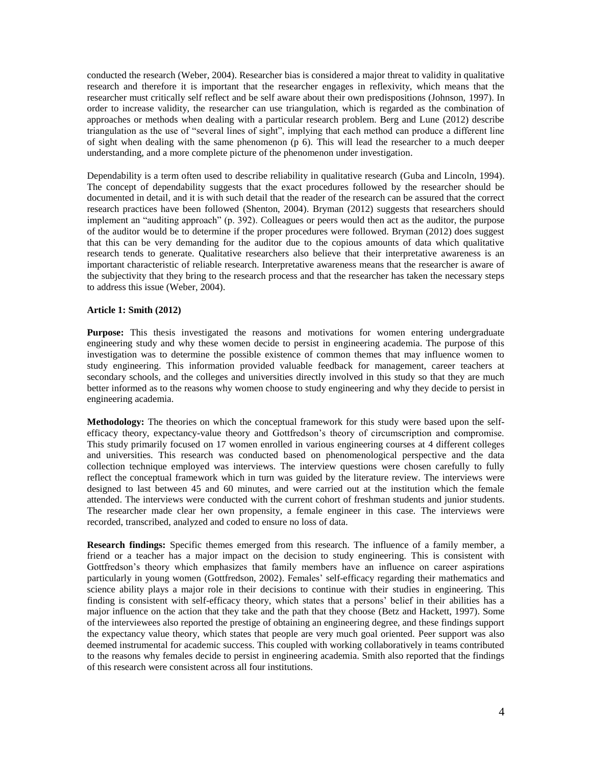conducted the research (Weber, 2004). Researcher bias is considered a major threat to validity in qualitative research and therefore it is important that the researcher engages in reflexivity, which means that the researcher must critically self reflect and be self aware about their own predispositions (Johnson, 1997). In order to increase validity, the researcher can use triangulation, which is regarded as the combination of approaches or methods when dealing with a particular research problem. Berg and Lune (2012) describe triangulation as the use of "several lines of sight", implying that each method can produce a different line of sight when dealing with the same phenomenon (p 6). This will lead the researcher to a much deeper understanding, and a more complete picture of the phenomenon under investigation.

Dependability is a term often used to describe reliability in qualitative research (Guba and Lincoln, 1994). The concept of dependability suggests that the exact procedures followed by the researcher should be documented in detail, and it is with such detail that the reader of the research can be assured that the correct research practices have been followed (Shenton, 2004). Bryman (2012) suggests that researchers should implement an "auditing approach" (p. 392). Colleagues or peers would then act as the auditor, the purpose of the auditor would be to determine if the proper procedures were followed. Bryman (2012) does suggest that this can be very demanding for the auditor due to the copious amounts of data which qualitative research tends to generate. Qualitative researchers also believe that their interpretative awareness is an important characteristic of reliable research. Interpretative awareness means that the researcher is aware of the subjectivity that they bring to the research process and that the researcher has taken the necessary steps to address this issue (Weber, 2004).

**Article 1: Smith (2012)**

**Purpose:** This thesis investigated the reasons and motivations for women entering undergraduate engineering study and why these women decide to persist in engineering academia. The purpose of this investigation was to determine the possible existence of common themes that may influence women to study engineering. This information provided valuable feedback for management, career teachers at secondary schools, and the colleges and universities directly involved in this study so that they are much better informed as to the reasons why women choose to study engineering and why they decide to persist in engineering academia.

**Methodology:** The theories on which the conceptual framework for this study were based upon the self-efficacy theory, expectancy-value theory and Gottfredson's theory of circumscription and compromise. This study primarily focused on 17 women enrolled in various engineering courses at 4 different colleges and universities. This research was conducted based on phenomenological perspective and the data collection technique employed was interviews. The interview questions were chosen carefully to fully reflect the conceptual framework which in turn was guided by the literature review. The interviews were designed to last between 45 and 60 minutes, and were carried out at the institution which the female attended. The interviews were conducted with the current cohort of freshman students and junior students. The researcher made clear her own propensity, a female engineer in this case. The interviews were recorded, transcribed, analyzed and coded to ensure no loss of data.

**Research findings:** Specific themes emerged from this research. The influence of a family member, a friend or a teacher has a major impact on the decision to study engineering. This is consistent with Gottfredson's theory which emphasizes that family members have an influence on career aspirations particularly in young women (Gottfredson, 2002). Females' self-efficacy regarding their mathematics and science ability plays a major role in their decisions to continue with their studies in engineering. This finding is consistent with self-efficacy theory, which states that a persons' belief in their abilities has a major influence on the action that they take and the path that they choose (Betz and Hackett, 1997). Some of the interviewees also reported the prestige of obtaining an engineering degree, and these findings support the expectancy value theory, which states that people are very much goal oriented. Peer support was also deemed instrumental for academic success. This coupled with working collaboratively in teams contributed to the reasons why females decide to persist in engineering academia. Smith also reported that the findings of this research were consistent across all four institutions.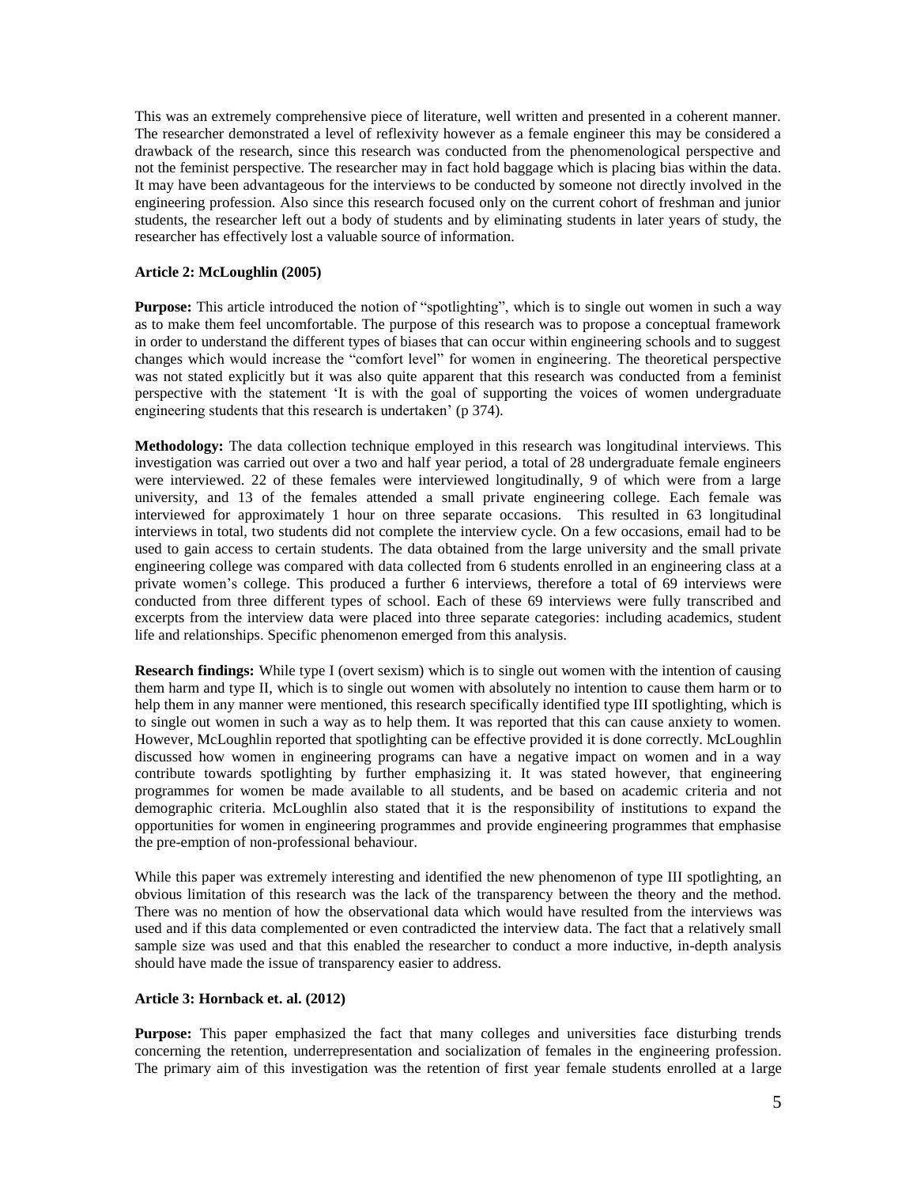This was an extremely comprehensive piece of literature, well written and presented in a coherent manner. The researcher demonstrated a level of reflexivity however as a female engineer this may be considered a drawback of the research, since this research was conducted from the phenomenological perspective and not the feminist perspective. The researcher may in fact hold baggage which is placing bias within the data. It may have been advantageous for the interviews to be conducted by someone not directly involved in the engineering profession. Also since this research focused only on the current cohort of freshman and junior students, the researcher left out a body of students and by eliminating students in later years of study, the researcher has effectively lost a valuable source of information.

**Article 2: McLoughlin (2005)**

**Purpose:** This article introduced the notion of "spotlighting", which is to single out women in such a way as to make them feel uncomfortable. The purpose of this research was to propose a conceptual framework in order to understand the different types of biases that can occur within engineering schools and to suggest changes which would increase the "comfort level" for women in engineering. The theoretical perspective was not stated explicitly but it was also quite apparent that this research was conducted from a feminist perspective with the statement 'It is with the goal of supporting the voices of women undergraduate engineering students that this research is undertaken' (p 374).

**Methodology:** The data collection technique employed in this research was longitudinal interviews. This investigation was carried out over a two and half year period, a total of 28 undergraduate female engineers were interviewed. 22 of these females were interviewed longitudinally, 9 of which were from a large university, and 13 of the females attended a small private engineering college. Each female was interviewed for approximately 1 hour on three separate occasions. This resulted in 63 longitudinal interviews in total, two students did not complete the interview cycle. On a few occasions, email had to be used to gain access to certain students. The data obtained from the large university and the small private engineering college was compared with data collected from 6 students enrolled in an engineering class at a private women's college. This produced a further 6 interviews, therefore a total of 69 interviews were conducted from three different types of school. Each of these 69 interviews were fully transcribed and excerpts from the interview data were placed into three separate categories: including academics, student life and relationships. Specific phenomenon emerged from this analysis.

**Research findings:** While type I (overt sexism) which is to single out women with the intention of causing them harm and type II, which is to single out women with absolutely no intention to cause them harm or to help them in any manner were mentioned, this research specifically identified type III spotlighting, which is to single out women in such a way as to help them. It was reported that this can cause anxiety to women. However, McLoughlin reported that spotlighting can be effective provided it is done correctly. McLoughlin discussed how women in engineering programs can have a negative impact on women and in a way contribute towards spotlighting by further emphasizing it. It was stated however, that engineering programmes for women be made available to all students, and be based on academic criteria and not demographic criteria. McLoughlin also stated that it is the responsibility of institutions to expand the opportunities for women in engineering programmes and provide engineering programmes that emphasise the pre-emption of non-professional behaviour.

While this paper was extremely interesting and identified the new phenomenon of type III spotlighting, an obvious limitation of this research was the lack of the transparency between the theory and the method. There was no mention of how the observational data which would have resulted from the interviews was used and if this data complemented or even contradicted the interview data. The fact that a relatively small sample size was used and that this enabled the researcher to conduct a more inductive, in-depth analysis should have made the issue of transparency easier to address.

**Article 3: Hornback et. al. (2012)**

**Purpose:** This paper emphasized the fact that many colleges and universities face disturbing trends concerning the retention, underrepresentation and socialization of females in the engineering profession. The primary aim of this investigation was the retention of first year female students enrolled at a large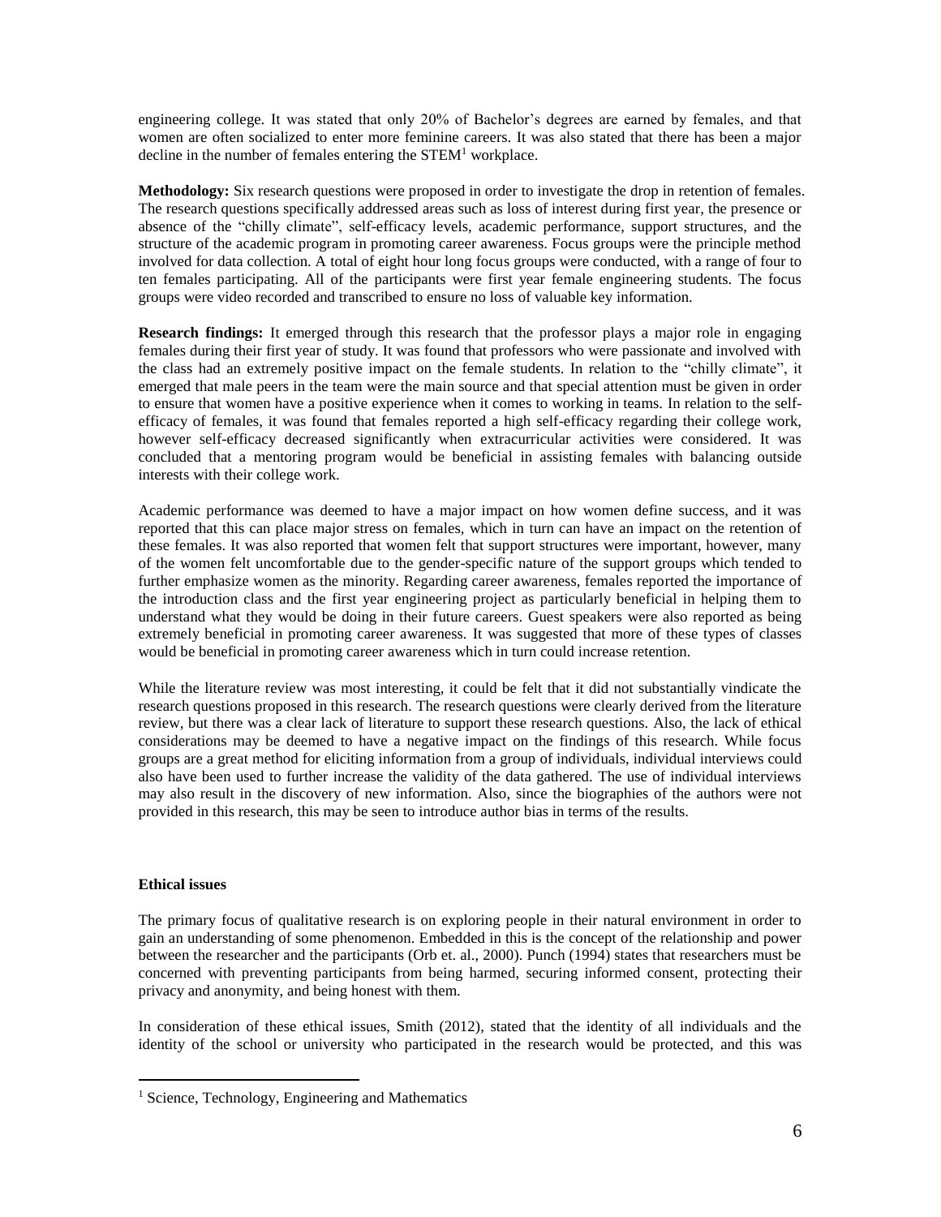engineering college. It was stated that only 20% of Bachelor's degrees are earned by females, and that women are often socialized to enter more feminine careers. It was also stated that there has been a major decline in the number of females entering the STEM[1] workplace.

**Methodology:** Six research questions were proposed in order to investigate the drop in retention of females. The research questions specifically addressed areas such as loss of interest during first year, the presence or absence of the "chilly climate", self-efficacy levels, academic performance, support structures, and the structure of the academic program in promoting career awareness. Focus groups were the principle method involved for data collection. A total of eight hour long focus groups were conducted, with a range of four to ten females participating. All of the participants were first year female engineering students. The focus groups were video recorded and transcribed to ensure no loss of valuable key information.

**Research findings:** It emerged through this research that the professor plays a major role in engaging females during their first year of study. It was found that professors who were passionate and involved with the class had an extremely positive impact on the female students. In relation to the "chilly climate", it emerged that male peers in the team were the main source and that special attention must be given in order to ensure that women have a positive experience when it comes to working in teams. In relation to the self-efficacy of females, it was found that females reported a high self-efficacy regarding their college work, however self-efficacy decreased significantly when extracurricular activities were considered. It was concluded that a mentoring program would be beneficial in assisting females with balancing outside interests with their college work.

Academic performance was deemed to have a major impact on how women define success, and it was reported that this can place major stress on females, which in turn can have an impact on the retention of these females. It was also reported that women felt that support structures were important, however, many of the women felt uncomfortable due to the gender-specific nature of the support groups which tended to further emphasize women as the minority. Regarding career awareness, females reported the importance of the introduction class and the first year engineering project as particularly beneficial in helping them to understand what they would be doing in their future careers. Guest speakers were also reported as being extremely beneficial in promoting career awareness. It was suggested that more of these types of classes would be beneficial in promoting career awareness which in turn could increase retention.

While the literature review was most interesting, it could be felt that it did not substantially vindicate the research questions proposed in this research. The research questions were clearly derived from the literature review, but there was a clear lack of literature to support these research questions. Also, the lack of ethical considerations may be deemed to have a negative impact on the findings of this research. While focus groups are a great method for eliciting information from a group of individuals, individual interviews could also have been used to further increase the validity of the data gathered. The use of individual interviews may also result in the discovery of new information. Also, since the biographies of the authors were not provided in this research, this may be seen to introduce author bias in terms of the results.

### Ethical issues

The primary focus of qualitative research is on exploring people in their natural environment in order to gain an understanding of some phenomenon. Embedded in this is the concept of the relationship and power between the researcher and the participants (Orb et. al., 2000). Punch (1994) states that researchers must be concerned with preventing participants from being harmed, securing informed consent, protecting their privacy and anonymity, and being honest with them.

In consideration of these ethical issues, Smith (2012), stated that the identity of all individuals and the identity of the school or university who participated in the research would be protected, and this was

[1] Science, Technology, Engineering and Mathematics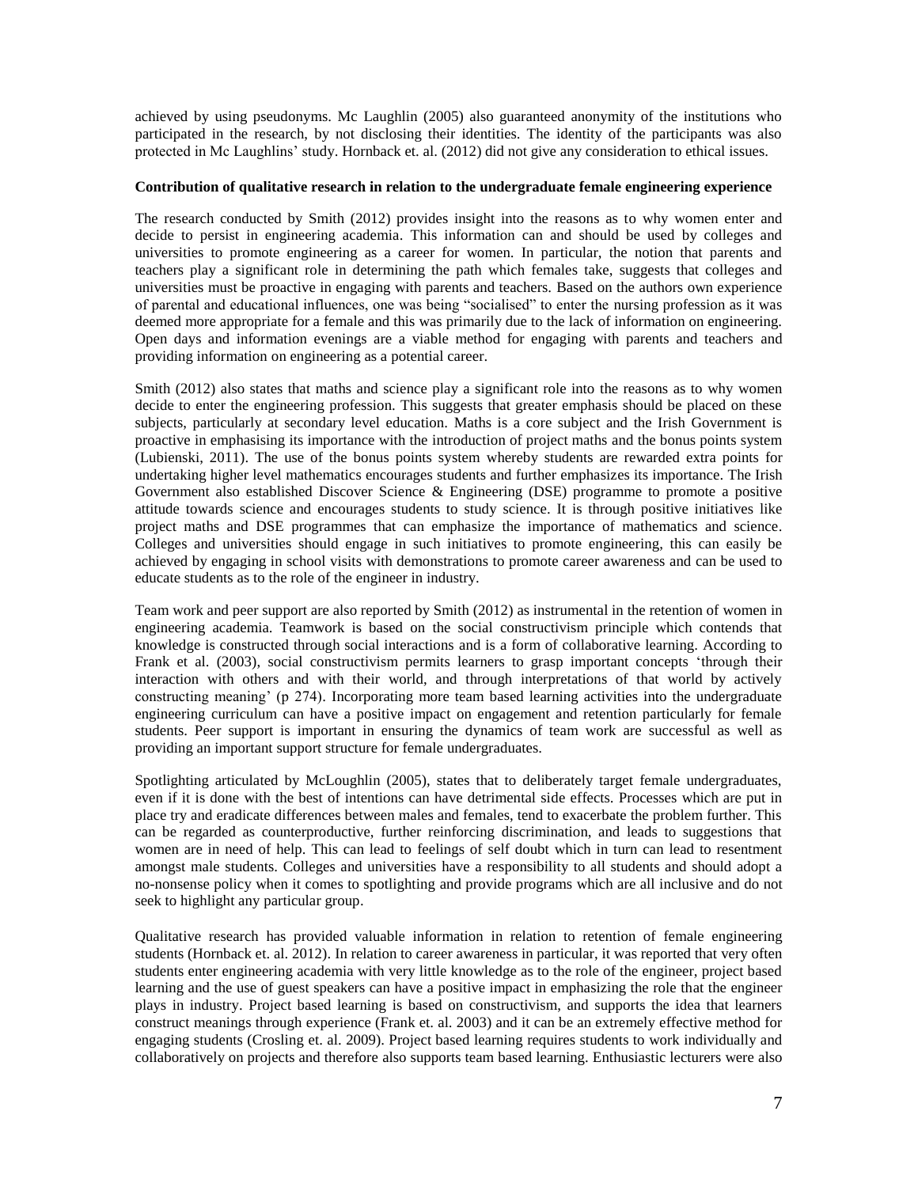achieved by using pseudonyms. Mc Laughlin (2005) also guaranteed anonymity of the institutions who participated in the research, by not disclosing their identities. The identity of the participants was also protected in Mc Laughlins' study. Hornback et. al. (2012) did not give any consideration to ethical issues.

**Contribution of qualitative research in relation to the undergraduate female engineering experience**

The research conducted by Smith (2012) provides insight into the reasons as to why women enter and decide to persist in engineering academia. This information can and should be used by colleges and universities to promote engineering as a career for women. In particular, the notion that parents and teachers play a significant role in determining the path which females take, suggests that colleges and universities must be proactive in engaging with parents and teachers. Based on the authors own experience of parental and educational influences, one was being "socialised" to enter the nursing profession as it was deemed more appropriate for a female and this was primarily due to the lack of information on engineering. Open days and information evenings are a viable method for engaging with parents and teachers and providing information on engineering as a potential career.

Smith (2012) also states that maths and science play a significant role into the reasons as to why women decide to enter the engineering profession. This suggests that greater emphasis should be placed on these subjects, particularly at secondary level education. Maths is a core subject and the Irish Government is proactive in emphasising its importance with the introduction of project maths and the bonus points system (Lubienski, 2011). The use of the bonus points system whereby students are rewarded extra points for undertaking higher level mathematics encourages students and further emphasizes its importance. The Irish Government also established Discover Science & Engineering (DSE) programme to promote a positive attitude towards science and encourages students to study science. It is through positive initiatives like project maths and DSE programmes that can emphasize the importance of mathematics and science. Colleges and universities should engage in such initiatives to promote engineering, this can easily be achieved by engaging in school visits with demonstrations to promote career awareness and can be used to educate students as to the role of the engineer in industry.

Team work and peer support are also reported by Smith (2012) as instrumental in the retention of women in engineering academia. Teamwork is based on the social constructivism principle which contends that knowledge is constructed through social interactions and is a form of collaborative learning. According to Frank et al. (2003), social constructivism permits learners to grasp important concepts 'through their interaction with others and with their world, and through interpretations of that world by actively constructing meaning' (p 274). Incorporating more team based learning activities into the undergraduate engineering curriculum can have a positive impact on engagement and retention particularly for female students. Peer support is important in ensuring the dynamics of team work are successful as well as providing an important support structure for female undergraduates.

Spotlighting articulated by McLoughlin (2005), states that to deliberately target female undergraduates, even if it is done with the best of intentions can have detrimental side effects. Processes which are put in place try and eradicate differences between males and females, tend to exacerbate the problem further. This can be regarded as counterproductive, further reinforcing discrimination, and leads to suggestions that women are in need of help. This can lead to feelings of self doubt which in turn can lead to resentment amongst male students. Colleges and universities have a responsibility to all students and should adopt a no-nonsense policy when it comes to spotlighting and provide programs which are all inclusive and do not seek to highlight any particular group.

Qualitative research has provided valuable information in relation to retention of female engineering students (Hornback et. al. 2012). In relation to career awareness in particular, it was reported that very often students enter engineering academia with very little knowledge as to the role of the engineer, project based learning and the use of guest speakers can have a positive impact in emphasizing the role that the engineer plays in industry. Project based learning is based on constructivism, and supports the idea that learners construct meanings through experience (Frank et. al. 2003) and it can be an extremely effective method for engaging students (Crosling et. al. 2009). Project based learning requires students to work individually and collaboratively on projects and therefore also supports team based learning. Enthusiastic lecturers were also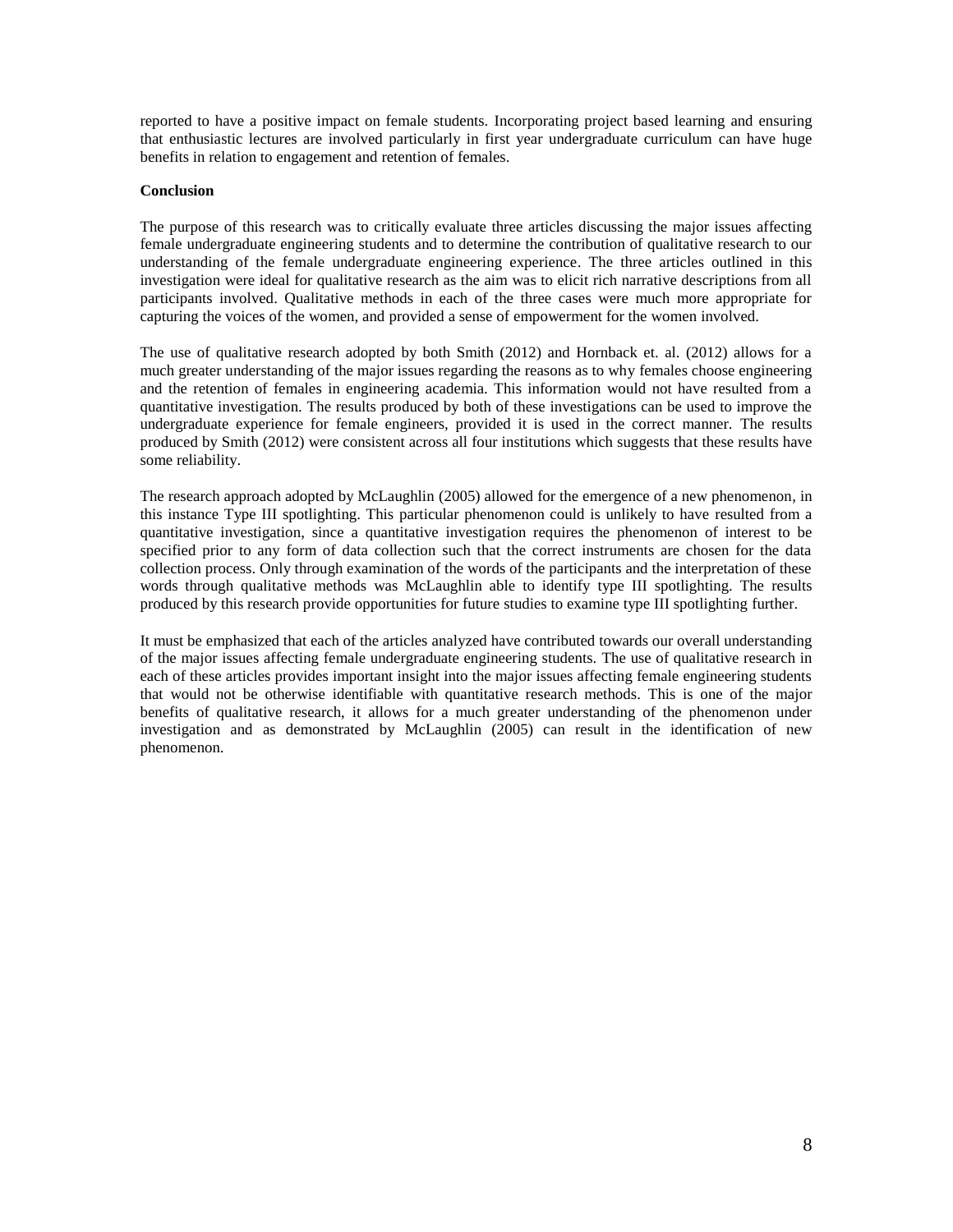reported to have a positive impact on female students. Incorporating project based learning and ensuring that enthusiastic lectures are involved particularly in first year undergraduate curriculum can have huge benefits in relation to engagement and retention of females.

**Conclusion**

The purpose of this research was to critically evaluate three articles discussing the major issues affecting female undergraduate engineering students and to determine the contribution of qualitative research to our understanding of the female undergraduate engineering experience. The three articles outlined in this investigation were ideal for qualitative research as the aim was to elicit rich narrative descriptions from all participants involved. Qualitative methods in each of the three cases were much more appropriate for capturing the voices of the women, and provided a sense of empowerment for the women involved.

The use of qualitative research adopted by both Smith (2012) and Hornback et. al. (2012) allows for a much greater understanding of the major issues regarding the reasons as to why females choose engineering and the retention of females in engineering academia. This information would not have resulted from a quantitative investigation. The results produced by both of these investigations can be used to improve the undergraduate experience for female engineers, provided it is used in the correct manner. The results produced by Smith (2012) were consistent across all four institutions which suggests that these results have some reliability.

The research approach adopted by McLaughlin (2005) allowed for the emergence of a new phenomenon, in this instance Type III spotlighting. This particular phenomenon could is unlikely to have resulted from a quantitative investigation, since a quantitative investigation requires the phenomenon of interest to be specified prior to any form of data collection such that the correct instruments are chosen for the data collection process. Only through examination of the words of the participants and the interpretation of these words through qualitative methods was McLaughlin able to identify type III spotlighting. The results produced by this research provide opportunities for future studies to examine type III spotlighting further.

It must be emphasized that each of the articles analyzed have contributed towards our overall understanding of the major issues affecting female undergraduate engineering students. The use of qualitative research in each of these articles provides important insight into the major issues affecting female engineering students that would not be otherwise identifiable with quantitative research methods. This is one of the major benefits of qualitative research, it allows for a much greater understanding of the phenomenon under investigation and as demonstrated by McLaughlin (2005) can result in the identification of new phenomenon.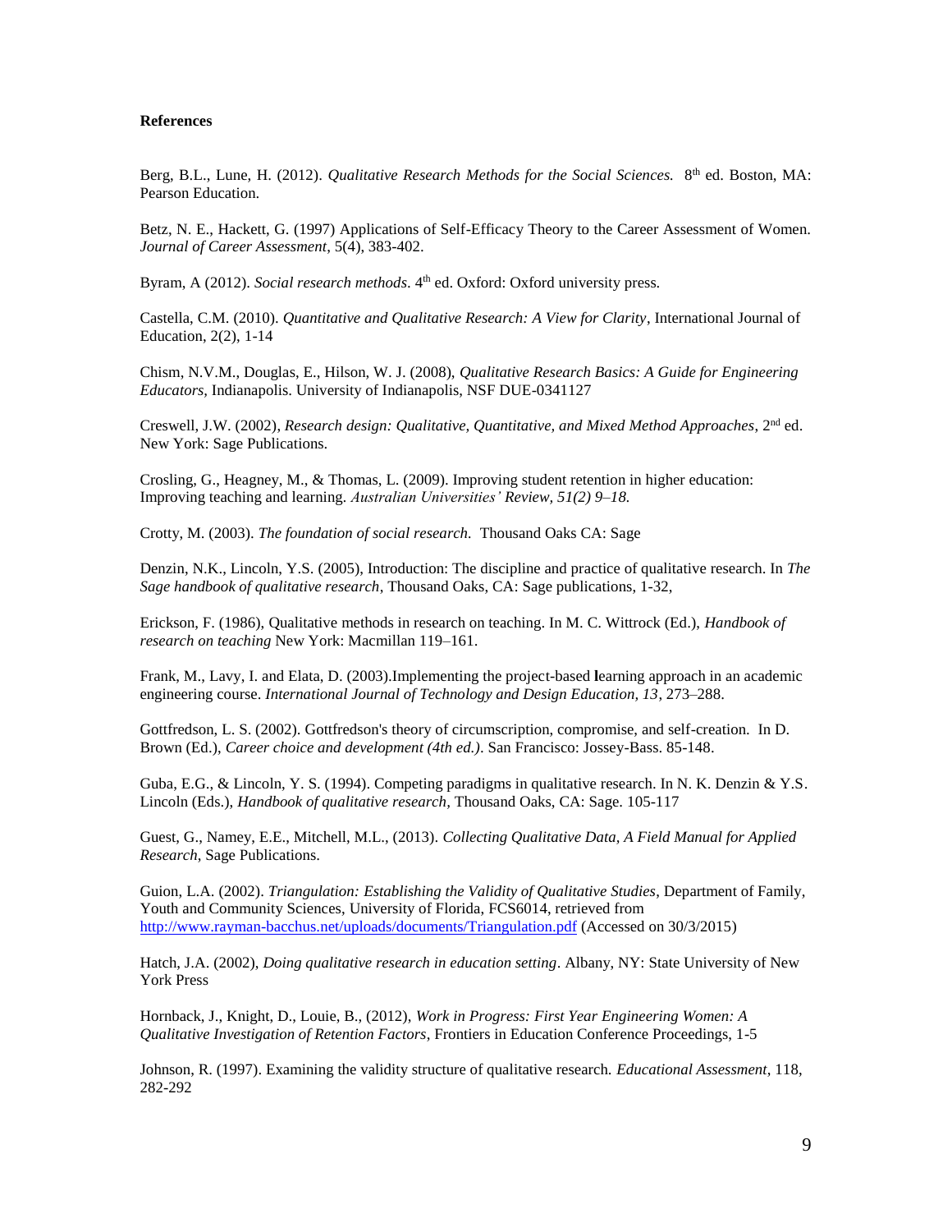**References**

Berg, B.L., Lune, H. (2012). *Qualitative Research Methods for the Social Sciences.* 8th ed. Boston, MA: Pearson Education.

Betz, N. E., Hackett, G. (1997) Applications of Self-Efficacy Theory to the Career Assessment of Women. *Journal of Career Assessment*, 5(4), 383-402.

Byram, A (2012). *Social research methods*. 4th ed. Oxford: Oxford university press.

Castella, C.M. (2010). *Quantitative and Qualitative Research: A View for Clarity*, International Journal of Education, 2(2), 1-14

Chism, N.V.M., Douglas, E., Hilson, W. J. (2008), *Qualitative Research Basics: A Guide for Engineering Educators,* Indianapolis. University of Indianapolis, NSF DUE-0341127

Creswell, J.W. (2002), *Research design: Qualitative, Quantitative, and Mixed Method Approaches*, 2nd ed. New York: Sage Publications.

Crosling, G., Heagney, M., & Thomas, L. (2009). Improving student retention in higher education: Improving teaching and learning. *Australian Universities' Review, 51(2) 9–18.*

Crotty, M. (2003). *The foundation of social research.* Thousand Oaks CA: Sage

Denzin, N.K., Lincoln, Y.S. (2005), Introduction: The discipline and practice of qualitative research. In *The Sage handbook of qualitative research*, Thousand Oaks, CA: Sage publications, 1-32,

Erickson, F. (1986), Qualitative methods in research on teaching. In M. C. Wittrock (Ed.), *Handbook of research on teaching* New York: Macmillan 119–161.

Frank, M., Lavy, I. and Elata, D. (2003).Implementing the project-based **l**earning approach in an academic engineering course. *International Journal of Technology and Design Education, 13*, 273–288.

Gottfredson, L. S. (2002). Gottfredson's theory of circumscription, compromise, and self-creation. In D. Brown (Ed.), *Career choice and development (4th ed.)*. San Francisco: Jossey-Bass. 85-148.

Guba, E.G., & Lincoln, Y. S. (1994). Competing paradigms in qualitative research. In N. K. Denzin & Y.S. Lincoln (Eds.), *Handbook of qualitative research,* Thousand Oaks, CA: Sage. 105-117

Guest, G., Namey, E.E., Mitchell, M.L., (2013). *Collecting Qualitative Data, A Field Manual for Applied Research*, Sage Publications.

Guion, L.A. (2002). *Triangulation: Establishing the Validity of Qualitative Studies*, Department of Family, Youth and Community Sciences, University of Florida, FCS6014, retrieved from http://www.rayman-bacchus.net/uploads/documents/Triangulation.pdf (Accessed on 30/3/2015)

Hatch, J.A. (2002), *Doing qualitative research in education setting*. Albany, NY: State University of New York Press

Hornback, J., Knight, D., Louie, B., (2012), *Work in Progress: First Year Engineering Women: A Qualitative Investigation of Retention Factors*, Frontiers in Education Conference Proceedings, 1-5

Johnson, R. (1997). Examining the validity structure of qualitative research. *Educational Assessment*, 118, 282-292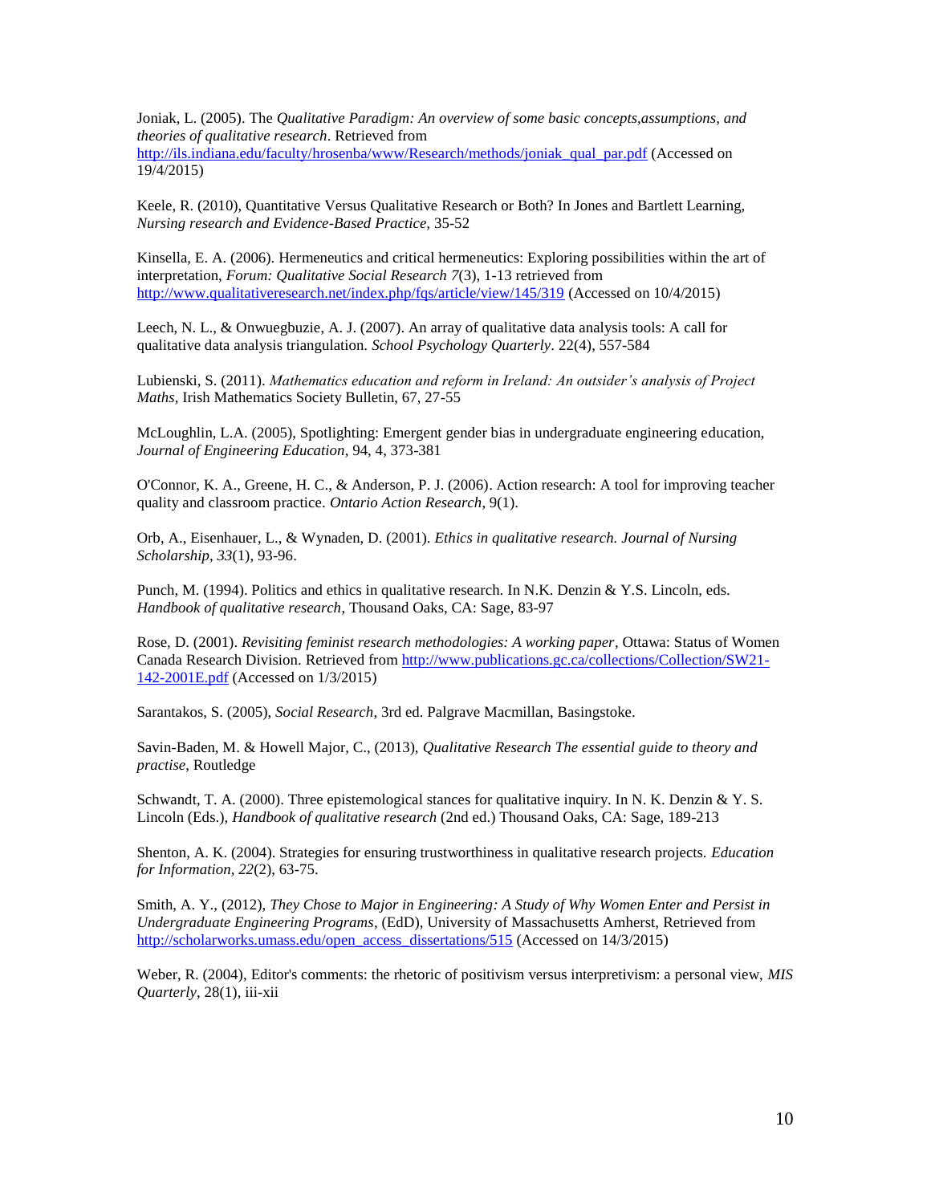Joniak, L. (2005). The *Qualitative Paradigm: An overview of some basic concepts,assumptions, and theories of qualitative research*. Retrieved from http://ils.indiana.edu/faculty/hrosenba/www/Research/methods/joniak_qual_par.pdf (Accessed on 19/4/2015)

Keele, R. (2010), Quantitative Versus Qualitative Research or Both? In Jones and Bartlett Learning, *Nursing research and Evidence-Based Practice,* 35-52

Kinsella, E. A. (2006). Hermeneutics and critical hermeneutics: Exploring possibilities within the art of interpretation, *Forum: Qualitative Social Research 7*(3), 1-13 retrieved from http://www.qualitativeresearch.net/index.php/fqs/article/view/145/319 (Accessed on 10/4/2015)

Leech, N. L., & Onwuegbuzie, A. J. (2007). An array of qualitative data analysis tools: A call for qualitative data analysis triangulation. *School Psychology Quarterly*. 22(4), 557-584

Lubienski, S. (2011). *Mathematics education and reform in Ireland: An outsider's analysis of Project Maths*, Irish Mathematics Society Bulletin, 67, 27-55

McLoughlin, L.A. (2005), Spotlighting: Emergent gender bias in undergraduate engineering education, *Journal of Engineering Education*, 94, 4, 373-381

O'Connor, K. A., Greene, H. C., & Anderson, P. J. (2006). Action research: A tool for improving teacher quality and classroom practice. *Ontario Action Research*, 9(1).

Orb, A., Eisenhauer, L., & Wynaden, D. (2001). *Ethics in qualitative research. Journal of Nursing Scholarship*, *33*(1), 93-96.

Punch, M. (1994). Politics and ethics in qualitative research. In N.K. Denzin & Y.S. Lincoln, eds. *Handbook of qualitative research*, Thousand Oaks, CA: Sage, 83-97

Rose, D. (2001). *Revisiting feminist research methodologies: A working paper*, Ottawa: Status of Women Canada Research Division. Retrieved from http://www.publications.gc.ca/collections/Collection/SW21-142-2001E.pdf (Accessed on 1/3/2015)

Sarantakos, S. (2005), *Social Research*, 3rd ed. Palgrave Macmillan, Basingstoke.

Savin-Baden, M. & Howell Major, C., (2013), *Qualitative Research The essential guide to theory and practise*, Routledge

Schwandt, T. A. (2000). Three epistemological stances for qualitative inquiry. In N. K. Denzin & Y. S. Lincoln (Eds.), *Handbook of qualitative research* (2nd ed.) Thousand Oaks, CA: Sage, 189-213

Shenton, A. K. (2004). Strategies for ensuring trustworthiness in qualitative research projects. *Education for Information*, *22*(2), 63-75.

Smith, A. Y., (2012), *They Chose to Major in Engineering: A Study of Why Women Enter and Persist in Undergraduate Engineering Programs*, (EdD), University of Massachusetts Amherst, Retrieved from http://scholarworks.umass.edu/open_access_dissertations/515 (Accessed on 14/3/2015)

Weber, R. (2004), Editor's comments: the rhetoric of positivism versus interpretivism: a personal view, *MIS Quarterly*, 28(1), iii-xii